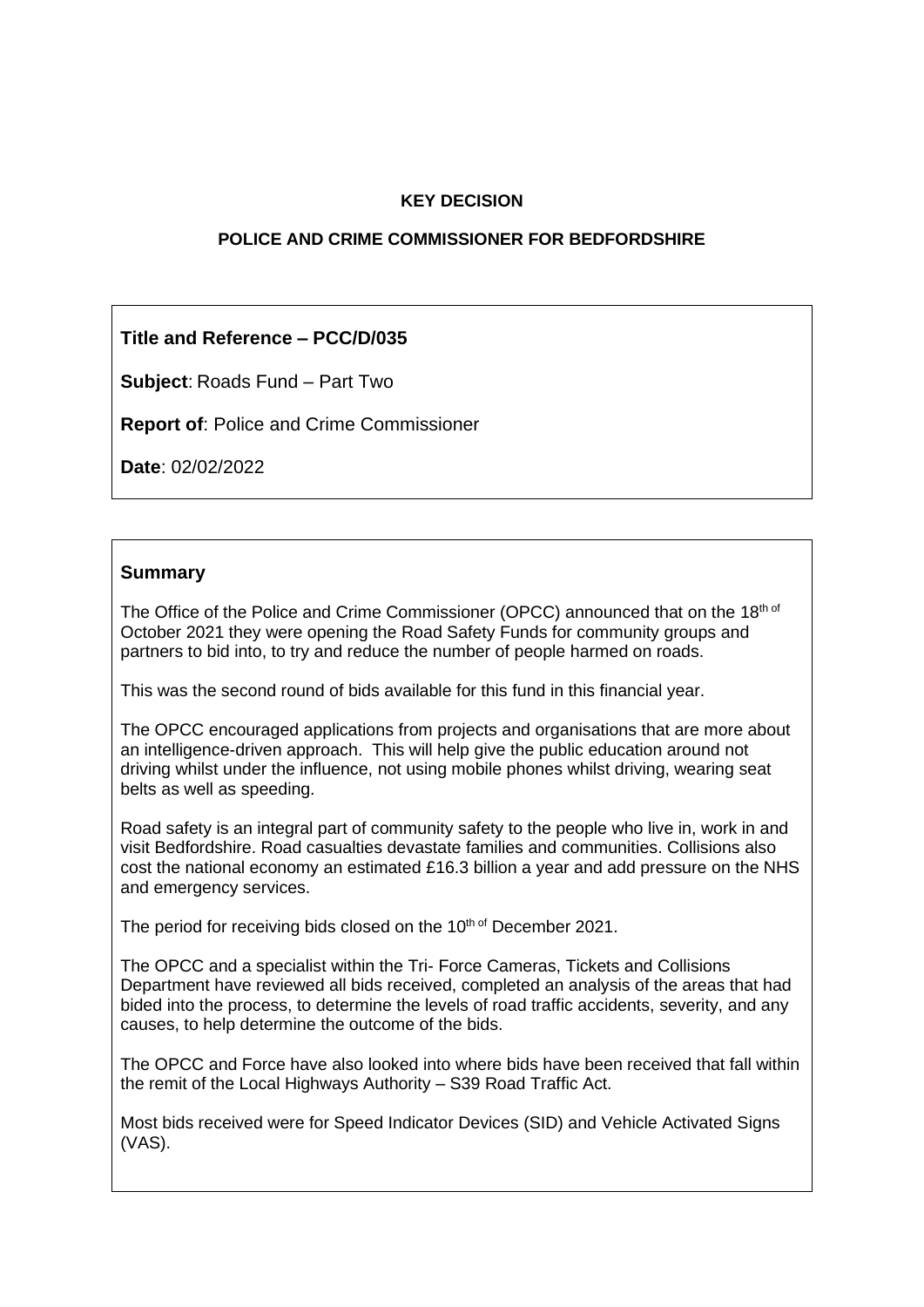**KEY DECISION**

**POLICE AND CRIME COMMISSIONER FOR BEDFORDSHIRE**

**Title and Reference – PCC/D/035**

**Subject**: Roads Fund – Part Two

**Report of**: Police and Crime Commissioner

**Date**: 02/02/2022

## Summary

The Office of the Police and Crime Commissioner (OPCC) announced that on the 18th of October 2021 they were opening the Road Safety Funds for community groups and partners to bid into, to try and reduce the number of people harmed on roads.

This was the second round of bids available for this fund in this financial year.

The OPCC encouraged applications from projects and organisations that are more about an intelligence-driven approach. This will help give the public education around not driving whilst under the influence, not using mobile phones whilst driving, wearing seat belts as well as speeding.

Road safety is an integral part of community safety to the people who live in, work in and visit Bedfordshire. Road casualties devastate families and communities. Collisions also cost the national economy an estimated £16.3 billion a year and add pressure on the NHS and emergency services.

The period for receiving bids closed on the 10th of December 2021.

The OPCC and a specialist within the Tri- Force Cameras, Tickets and Collisions Department have reviewed all bids received, completed an analysis of the areas that had bided into the process, to determine the levels of road traffic accidents, severity, and any causes, to help determine the outcome of the bids.

The OPCC and Force have also looked into where bids have been received that fall within the remit of the Local Highways Authority – S39 Road Traffic Act.

Most bids received were for Speed Indicator Devices (SID) and Vehicle Activated Signs (VAS).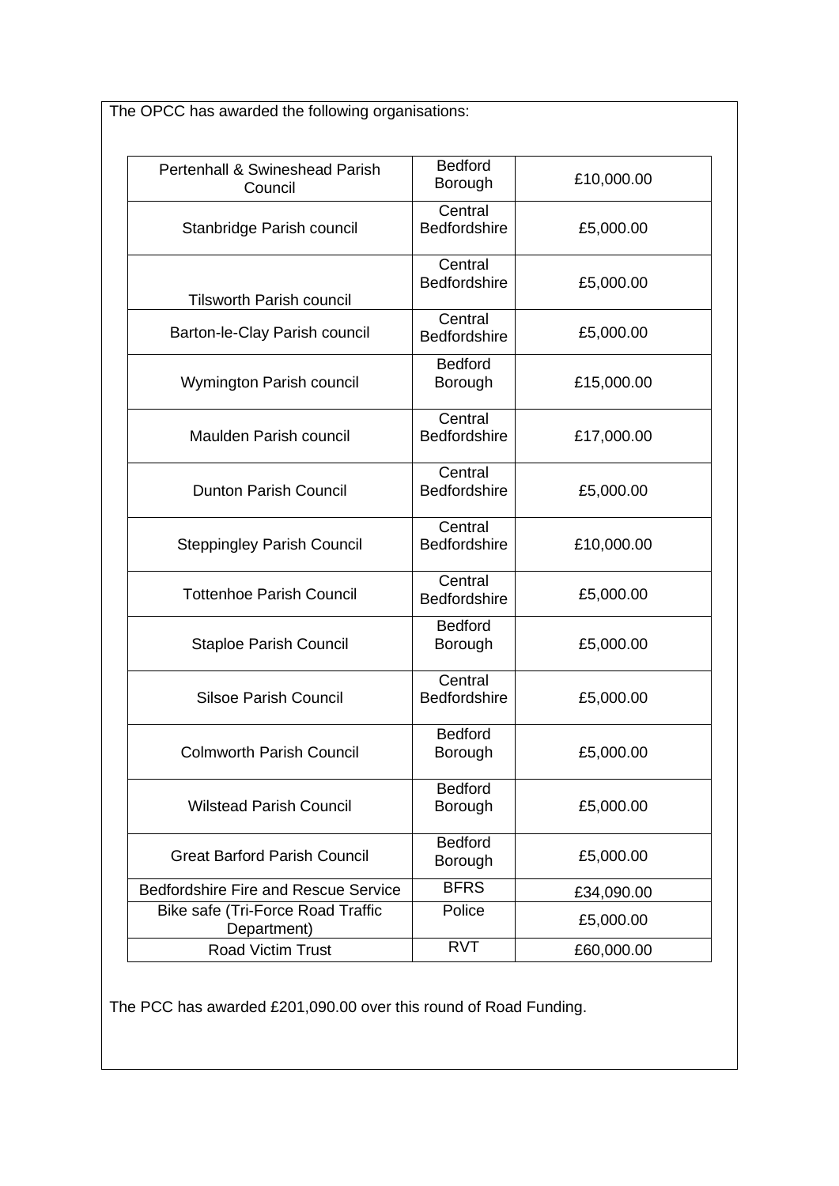The OPCC has awarded the following organisations:

| | | |
|---|---|---|
| Pertenhall & Swineshead Parish Council | Bedford Borough | £10,000.00 |
| Stanbridge Parish council | Central Bedfordshire | £5,000.00 |
| Tilsworth Parish council | Central Bedfordshire | £5,000.00 |
| Barton-le-Clay Parish council | Central Bedfordshire | £5,000.00 |
| Wymington Parish council | Bedford Borough | £15,000.00 |
| Maulden Parish council | Central Bedfordshire | £17,000.00 |
| Dunton Parish Council | Central Bedfordshire | £5,000.00 |
| Steppingley Parish Council | Central Bedfordshire | £10,000.00 |
| Tottenhoe Parish Council | Central Bedfordshire | £5,000.00 |
| Staploe Parish Council | Bedford Borough | £5,000.00 |
| Silsoe Parish Council | Central Bedfordshire | £5,000.00 |
| Colmworth Parish Council | Bedford Borough | £5,000.00 |
| Wilstead Parish Council | Bedford Borough | £5,000.00 |
| Great Barford Parish Council | Bedford Borough | £5,000.00 |
| Bedfordshire Fire and Rescue Service | BFRS | £34,090.00 |
| Bike safe (Tri-Force Road Traffic Department) | Police | £5,000.00 |
| Road Victim Trust | RVT | £60,000.00 |

The PCC has awarded £201,090.00 over this round of Road Funding.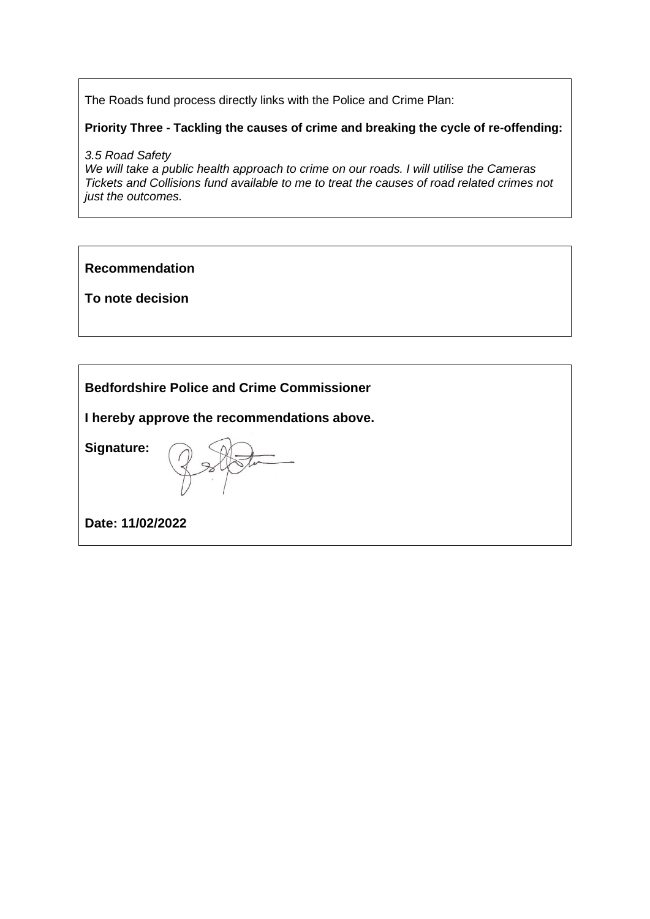The Roads fund process directly links with the Police and Crime Plan:

**Priority Three - Tackling the causes of crime and breaking the cycle of re-offending:**

*3.5 Road Safety*
*We will take a public health approach to crime on our roads. I will utilise the Cameras Tickets and Collisions fund available to me to treat the causes of road related crimes not just the outcomes.*

**Recommendation**

**To note decision**

**Bedfordshire Police and Crime Commissioner**

**I hereby approve the recommendations above.**

**Signature:**

**Date: 11/02/2022**